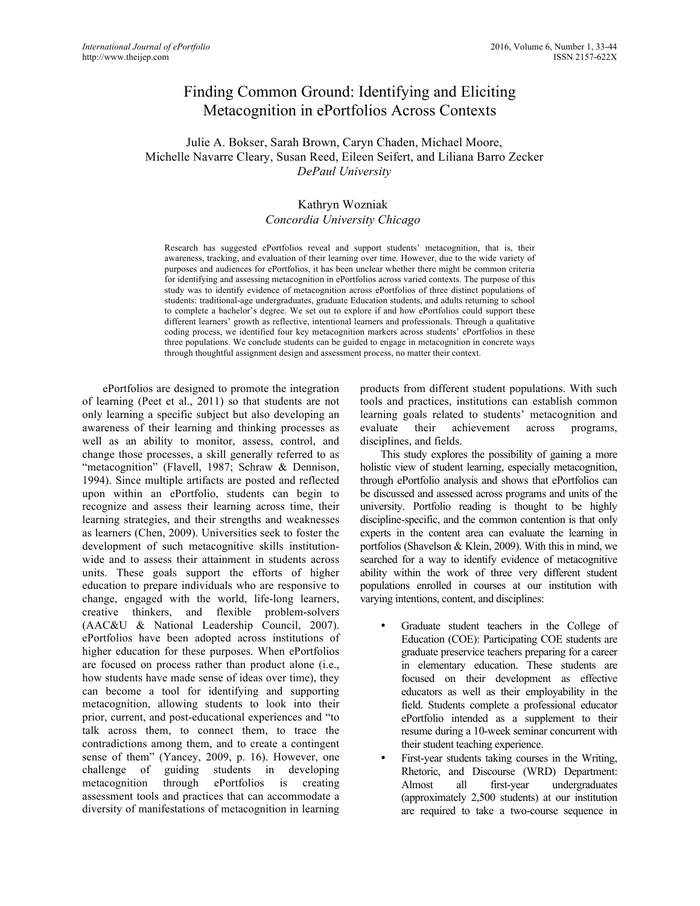# Finding Common Ground: Identifying and Eliciting Metacognition in ePortfolios Across Contexts

Julie A. Bokser, Sarah Brown, Caryn Chaden, Michael Moore, Michelle Navarre Cleary, Susan Reed, Eileen Seifert, and Liliana Barro Zecker
*DePaul University*

Kathryn Wozniak
*Concordia University Chicago*

Research has suggested ePortfolios reveal and support students' metacognition, that is, their awareness, tracking, and evaluation of their learning over time. However, due to the wide variety of purposes and audiences for ePortfolios, it has been unclear whether there might be common criteria for identifying and assessing metacognition in ePortfolios across varied contexts. The purpose of this study was to identify evidence of metacognition across ePortfolios of three distinct populations of students: traditional-age undergraduates, graduate Education students, and adults returning to school to complete a bachelor's degree. We set out to explore if and how ePortfolios could support these different learners' growth as reflective, intentional learners and professionals. Through a qualitative coding process, we identified four key metacognition markers across students' ePortfolios in these three populations. We conclude students can be guided to engage in metacognition in concrete ways through thoughtful assignment design and assessment process, no matter their context.

ePortfolios are designed to promote the integration of learning (Peet et al., 2011) so that students are not only learning a specific subject but also developing an awareness of their learning and thinking processes as well as an ability to monitor, assess, control, and change those processes, a skill generally referred to as "metacognition" (Flavell, 1987; Schraw & Dennison, 1994). Since multiple artifacts are posted and reflected upon within an ePortfolio, students can begin to recognize and assess their learning across time, their learning strategies, and their strengths and weaknesses as learners (Chen, 2009). Universities seek to foster the development of such metacognitive skills institution-wide and to assess their attainment in students across units. These goals support the efforts of higher education to prepare individuals who are responsive to change, engaged with the world, life-long learners, creative thinkers, and flexible problem-solvers (AAC&U & National Leadership Council, 2007). ePortfolios have been adopted across institutions of higher education for these purposes. When ePortfolios are focused on process rather than product alone (i.e., how students have made sense of ideas over time), they can become a tool for identifying and supporting metacognition, allowing students to look into their prior, current, and post-educational experiences and "to talk across them, to connect them, to trace the contradictions among them, and to create a contingent sense of them" (Yancey, 2009, p. 16). However, one challenge of guiding students in developing metacognition through ePortfolios is creating assessment tools and practices that can accommodate a diversity of manifestations of metacognition in learning products from different student populations. With such tools and practices, institutions can establish common learning goals related to students' metacognition and evaluate their achievement across programs, disciplines, and fields.

This study explores the possibility of gaining a more holistic view of student learning, especially metacognition, through ePortfolio analysis and shows that ePortfolios can be discussed and assessed across programs and units of the university. Portfolio reading is thought to be highly discipline-specific, and the common contention is that only experts in the content area can evaluate the learning in portfolios (Shavelson & Klein, 2009). With this in mind, we searched for a way to identify evidence of metacognitive ability within the work of three very different student populations enrolled in courses at our institution with varying intentions, content, and disciplines:

- Graduate student teachers in the College of Education (COE): Participating COE students are graduate preservice teachers preparing for a career in elementary education. These students are focused on their development as effective educators as well as their employability in the field. Students complete a professional educator ePortfolio intended as a supplement to their resume during a 10-week seminar concurrent with their student teaching experience.
- First-year students taking courses in the Writing, Rhetoric, and Discourse (WRD) Department: Almost all first-year undergraduates (approximately 2,500 students) at our institution are required to take a two-course sequence in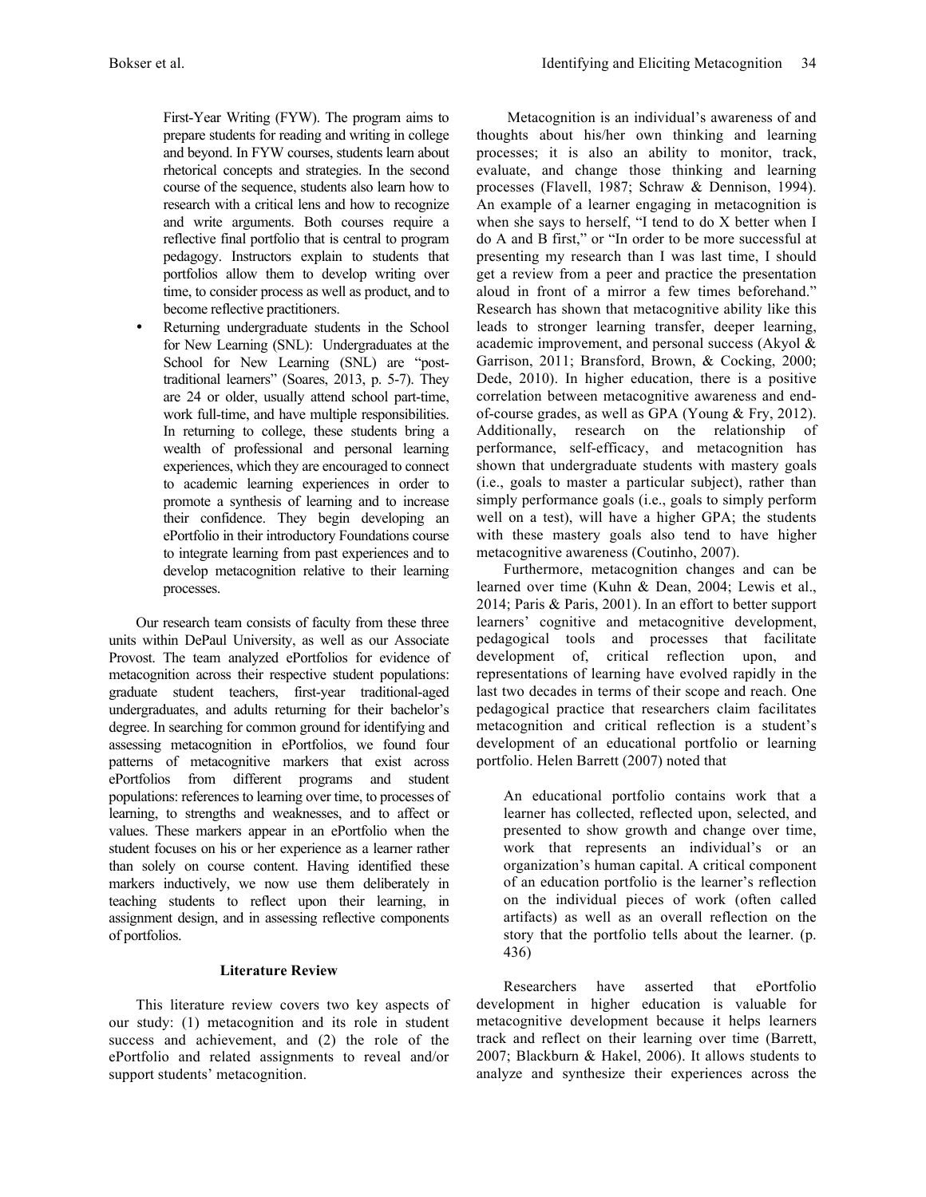First-Year Writing (FYW). The program aims to prepare students for reading and writing in college and beyond. In FYW courses, students learn about rhetorical concepts and strategies. In the second course of the sequence, students also learn how to research with a critical lens and how to recognize and write arguments. Both courses require a reflective final portfolio that is central to program pedagogy. Instructors explain to students that portfolios allow them to develop writing over time, to consider process as well as product, and to become reflective practitioners.

- Returning undergraduate students in the School for New Learning (SNL): Undergraduates at the School for New Learning (SNL) are "post-traditional learners" (Soares, 2013, p. 5-7). They are 24 or older, usually attend school part-time, work full-time, and have multiple responsibilities. In returning to college, these students bring a wealth of professional and personal learning experiences, which they are encouraged to connect to academic learning experiences in order to promote a synthesis of learning and to increase their confidence. They begin developing an ePortfolio in their introductory Foundations course to integrate learning from past experiences and to develop metacognition relative to their learning processes.

Our research team consists of faculty from these three units within DePaul University, as well as our Associate Provost. The team analyzed ePortfolios for evidence of metacognition across their respective student populations: graduate student teachers, first-year traditional-aged undergraduates, and adults returning for their bachelor's degree. In searching for common ground for identifying and assessing metacognition in ePortfolios, we found four patterns of metacognitive markers that exist across ePortfolios from different programs and student populations: references to learning over time, to processes of learning, to strengths and weaknesses, and to affect or values. These markers appear in an ePortfolio when the student focuses on his or her experience as a learner rather than solely on course content. Having identified these markers inductively, we now use them deliberately in teaching students to reflect upon their learning, in assignment design, and in assessing reflective components of portfolios.

## Literature Review

This literature review covers two key aspects of our study: (1) metacognition and its role in student success and achievement, and (2) the role of the ePortfolio and related assignments to reveal and/or support students' metacognition.

Metacognition is an individual's awareness of and thoughts about his/her own thinking and learning processes; it is also an ability to monitor, track, evaluate, and change those thinking and learning processes (Flavell, 1987; Schraw & Dennison, 1994). An example of a learner engaging in metacognition is when she says to herself, "I tend to do X better when I do A and B first," or "In order to be more successful at presenting my research than I was last time, I should get a review from a peer and practice the presentation aloud in front of a mirror a few times beforehand." Research has shown that metacognitive ability like this leads to stronger learning transfer, deeper learning, academic improvement, and personal success (Akyol & Garrison, 2011; Bransford, Brown, & Cocking, 2000; Dede, 2010). In higher education, there is a positive correlation between metacognitive awareness and end-of-course grades, as well as GPA (Young & Fry, 2012). Additionally, research on the relationship of performance, self-efficacy, and metacognition has shown that undergraduate students with mastery goals (i.e., goals to master a particular subject), rather than simply performance goals (i.e., goals to simply perform well on a test), will have a higher GPA; the students with these mastery goals also tend to have higher metacognitive awareness (Coutinho, 2007).

Furthermore, metacognition changes and can be learned over time (Kuhn & Dean, 2004; Lewis et al., 2014; Paris & Paris, 2001). In an effort to better support learners' cognitive and metacognitive development, pedagogical tools and processes that facilitate development of, critical reflection upon, and representations of learning have evolved rapidly in the last two decades in terms of their scope and reach. One pedagogical practice that researchers claim facilitates metacognition and critical reflection is a student's development of an educational portfolio or learning portfolio. Helen Barrett (2007) noted that

> An educational portfolio contains work that a learner has collected, reflected upon, selected, and presented to show growth and change over time, work that represents an individual's or an organization's human capital. A critical component of an education portfolio is the learner's reflection on the individual pieces of work (often called artifacts) as well as an overall reflection on the story that the portfolio tells about the learner. (p. 436)

Researchers have asserted that ePortfolio development in higher education is valuable for metacognitive development because it helps learners track and reflect on their learning over time (Barrett, 2007; Blackburn & Hakel, 2006). It allows students to analyze and synthesize their experiences across the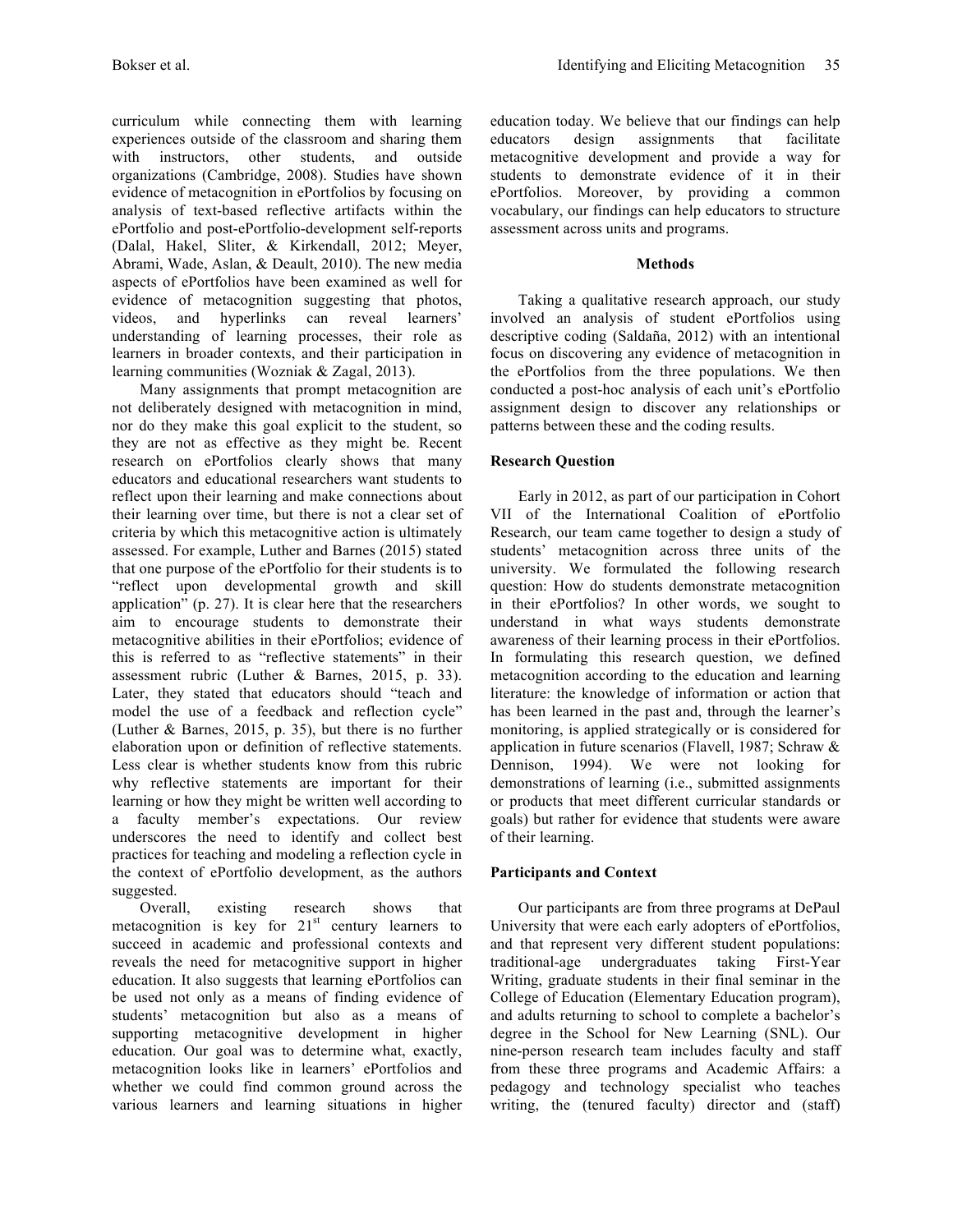curriculum while connecting them with learning experiences outside of the classroom and sharing them with instructors, other students, and outside organizations (Cambridge, 2008). Studies have shown evidence of metacognition in ePortfolios by focusing on analysis of text-based reflective artifacts within the ePortfolio and post-ePortfolio-development self-reports (Dalal, Hakel, Sliter, & Kirkendall, 2012; Meyer, Abrami, Wade, Aslan, & Deault, 2010). The new media aspects of ePortfolios have been examined as well for evidence of metacognition suggesting that photos, videos, and hyperlinks can reveal learners' understanding of learning processes, their role as learners in broader contexts, and their participation in learning communities (Wozniak & Zagal, 2013).

Many assignments that prompt metacognition are not deliberately designed with metacognition in mind, nor do they make this goal explicit to the student, so they are not as effective as they might be. Recent research on ePortfolios clearly shows that many educators and educational researchers want students to reflect upon their learning and make connections about their learning over time, but there is not a clear set of criteria by which this metacognitive action is ultimately assessed. For example, Luther and Barnes (2015) stated that one purpose of the ePortfolio for their students is to "reflect upon developmental growth and skill application" (p. 27). It is clear here that the researchers aim to encourage students to demonstrate their metacognitive abilities in their ePortfolios; evidence of this is referred to as "reflective statements" in their assessment rubric (Luther & Barnes, 2015, p. 33). Later, they stated that educators should "teach and model the use of a feedback and reflection cycle" (Luther & Barnes, 2015, p. 35), but there is no further elaboration upon or definition of reflective statements. Less clear is whether students know from this rubric why reflective statements are important for their learning or how they might be written well according to a faculty member's expectations. Our review underscores the need to identify and collect best practices for teaching and modeling a reflection cycle in the context of ePortfolio development, as the authors suggested.

Overall, existing research shows that metacognition is key for 21st century learners to succeed in academic and professional contexts and reveals the need for metacognitive support in higher education. It also suggests that learning ePortfolios can be used not only as a means of finding evidence of students' metacognition but also as a means of supporting metacognitive development in higher education. Our goal was to determine what, exactly, metacognition looks like in learners' ePortfolios and whether we could find common ground across the various learners and learning situations in higher education today. We believe that our findings can help educators design assignments that facilitate metacognitive development and provide a way for students to demonstrate evidence of it in their ePortfolios. Moreover, by providing a common vocabulary, our findings can help educators to structure assessment across units and programs.

## Methods

Taking a qualitative research approach, our study involved an analysis of student ePortfolios using descriptive coding (Saldaña, 2012) with an intentional focus on discovering any evidence of metacognition in the ePortfolios from the three populations. We then conducted a post-hoc analysis of each unit's ePortfolio assignment design to discover any relationships or patterns between these and the coding results.

### Research Question

Early in 2012, as part of our participation in Cohort VII of the International Coalition of ePortfolio Research, our team came together to design a study of students' metacognition across three units of the university. We formulated the following research question: How do students demonstrate metacognition in their ePortfolios? In other words, we sought to understand in what ways students demonstrate awareness of their learning process in their ePortfolios. In formulating this research question, we defined metacognition according to the education and learning literature: the knowledge of information or action that has been learned in the past and, through the learner's monitoring, is applied strategically or is considered for application in future scenarios (Flavell, 1987; Schraw & Dennison, 1994). We were not looking for demonstrations of learning (i.e., submitted assignments or products that meet different curricular standards or goals) but rather for evidence that students were aware of their learning.

### Participants and Context

Our participants are from three programs at DePaul University that were each early adopters of ePortfolios, and that represent very different student populations: traditional-age undergraduates taking First-Year Writing, graduate students in their final seminar in the College of Education (Elementary Education program), and adults returning to school to complete a bachelor's degree in the School for New Learning (SNL). Our nine-person research team includes faculty and staff from these three programs and Academic Affairs: a pedagogy and technology specialist who teaches writing, the (tenured faculty) director and (staff)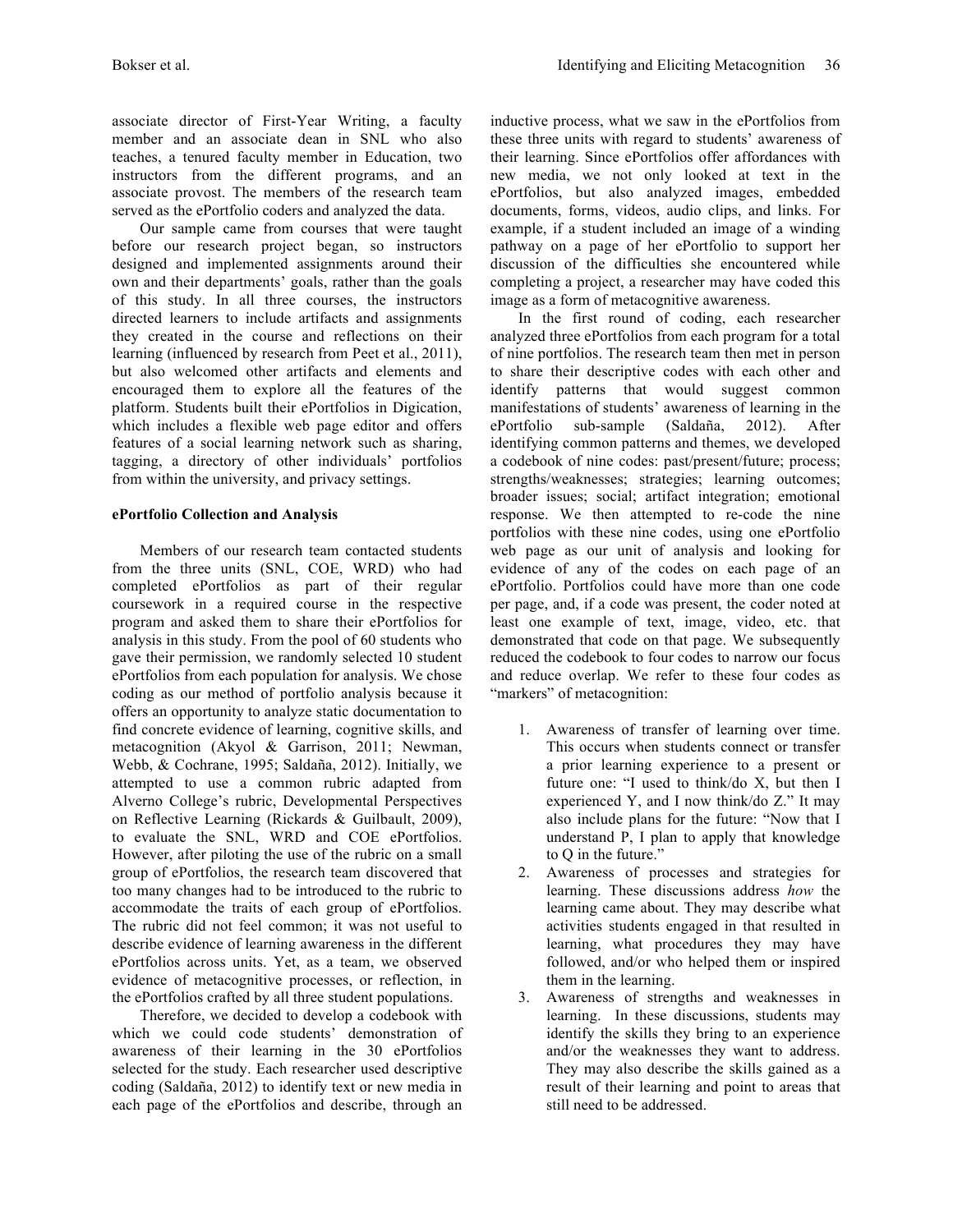associate director of First-Year Writing, a faculty member and an associate dean in SNL who also teaches, a tenured faculty member in Education, two instructors from the different programs, and an associate provost. The members of the research team served as the ePortfolio coders and analyzed the data.

Our sample came from courses that were taught before our research project began, so instructors designed and implemented assignments around their own and their departments' goals, rather than the goals of this study. In all three courses, the instructors directed learners to include artifacts and assignments they created in the course and reflections on their learning (influenced by research from Peet et al., 2011), but also welcomed other artifacts and elements and encouraged them to explore all the features of the platform. Students built their ePortfolios in Digication, which includes a flexible web page editor and offers features of a social learning network such as sharing, tagging, a directory of other individuals' portfolios from within the university, and privacy settings.

### ePortfolio Collection and Analysis

Members of our research team contacted students from the three units (SNL, COE, WRD) who had completed ePortfolios as part of their regular coursework in a required course in the respective program and asked them to share their ePortfolios for analysis in this study. From the pool of 60 students who gave their permission, we randomly selected 10 student ePortfolios from each population for analysis. We chose coding as our method of portfolio analysis because it offers an opportunity to analyze static documentation to find concrete evidence of learning, cognitive skills, and metacognition (Akyol & Garrison, 2011; Newman, Webb, & Cochrane, 1995; Saldaña, 2012). Initially, we attempted to use a common rubric adapted from Alverno College's rubric, Developmental Perspectives on Reflective Learning (Rickards & Guilbault, 2009), to evaluate the SNL, WRD and COE ePortfolios. However, after piloting the use of the rubric on a small group of ePortfolios, the research team discovered that too many changes had to be introduced to the rubric to accommodate the traits of each group of ePortfolios. The rubric did not feel common; it was not useful to describe evidence of learning awareness in the different ePortfolios across units. Yet, as a team, we observed evidence of metacognitive processes, or reflection, in the ePortfolios crafted by all three student populations.

Therefore, we decided to develop a codebook with which we could code students' demonstration of awareness of their learning in the 30 ePortfolios selected for the study. Each researcher used descriptive coding (Saldaña, 2012) to identify text or new media in each page of the ePortfolios and describe, through an inductive process, what we saw in the ePortfolios from these three units with regard to students' awareness of their learning. Since ePortfolios offer affordances with new media, we not only looked at text in the ePortfolios, but also analyzed images, embedded documents, forms, videos, audio clips, and links. For example, if a student included an image of a winding pathway on a page of her ePortfolio to support her discussion of the difficulties she encountered while completing a project, a researcher may have coded this image as a form of metacognitive awareness.

In the first round of coding, each researcher analyzed three ePortfolios from each program for a total of nine portfolios. The research team then met in person to share their descriptive codes with each other and identify patterns that would suggest common manifestations of students' awareness of learning in the ePortfolio sub-sample (Saldaña, 2012). After identifying common patterns and themes, we developed a codebook of nine codes: past/present/future; process; strengths/weaknesses; strategies; learning outcomes; broader issues; social; artifact integration; emotional response. We then attempted to re-code the nine portfolios with these nine codes, using one ePortfolio web page as our unit of analysis and looking for evidence of any of the codes on each page of an ePortfolio. Portfolios could have more than one code per page, and, if a code was present, the coder noted at least one example of text, image, video, etc. that demonstrated that code on that page. We subsequently reduced the codebook to four codes to narrow our focus and reduce overlap. We refer to these four codes as "markers" of metacognition:

1. Awareness of transfer of learning over time. This occurs when students connect or transfer a prior learning experience to a present or future one: "I used to think/do X, but then I experienced Y, and I now think/do Z." It may also include plans for the future: "Now that I understand P, I plan to apply that knowledge to Q in the future."
2. Awareness of processes and strategies for learning. These discussions address *how* the learning came about. They may describe what activities students engaged in that resulted in learning, what procedures they may have followed, and/or who helped them or inspired them in the learning.
3. Awareness of strengths and weaknesses in learning. In these discussions, students may identify the skills they bring to an experience and/or the weaknesses they want to address. They may also describe the skills gained as a result of their learning and point to areas that still need to be addressed.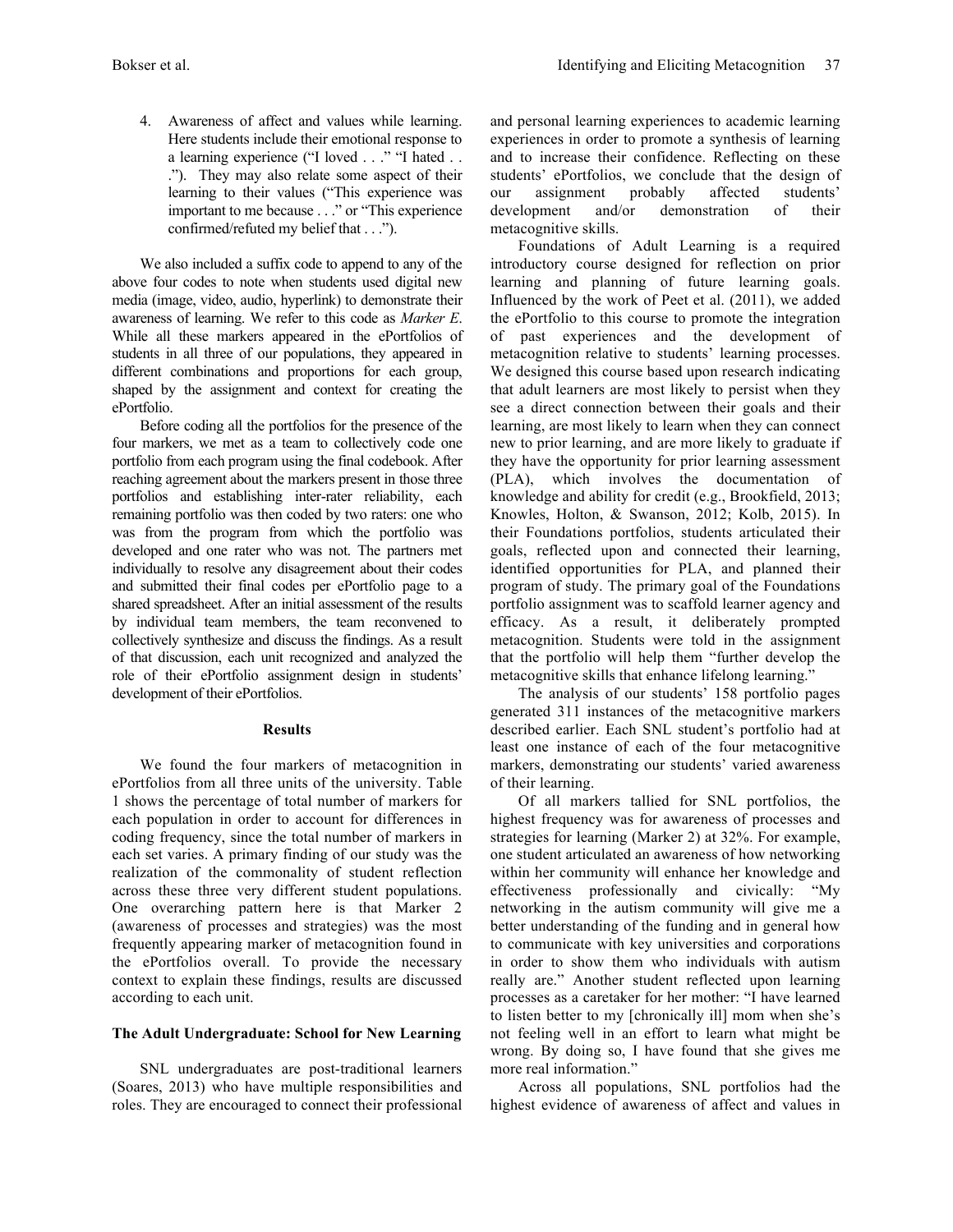4. Awareness of affect and values while learning. Here students include their emotional response to a learning experience ("I loved . . ." "I hated . . ."). They may also relate some aspect of their learning to their values ("This experience was important to me because . . ." or "This experience confirmed/refuted my belief that . . .").

We also included a suffix code to append to any of the above four codes to note when students used digital new media (image, video, audio, hyperlink) to demonstrate their awareness of learning. We refer to this code as *Marker E*. While all these markers appeared in the ePortfolios of students in all three of our populations, they appeared in different combinations and proportions for each group, shaped by the assignment and context for creating the ePortfolio.

Before coding all the portfolios for the presence of the four markers, we met as a team to collectively code one portfolio from each program using the final codebook. After reaching agreement about the markers present in those three portfolios and establishing inter-rater reliability, each remaining portfolio was then coded by two raters: one who was from the program from which the portfolio was developed and one rater who was not. The partners met individually to resolve any disagreement about their codes and submitted their final codes per ePortfolio page to a shared spreadsheet. After an initial assessment of the results by individual team members, the team reconvened to collectively synthesize and discuss the findings. As a result of that discussion, each unit recognized and analyzed the role of their ePortfolio assignment design in students' development of their ePortfolios.

## Results

We found the four markers of metacognition in ePortfolios from all three units of the university. Table 1 shows the percentage of total number of markers for each population in order to account for differences in coding frequency, since the total number of markers in each set varies. A primary finding of our study was the realization of the commonality of student reflection across these three very different student populations. One overarching pattern here is that Marker 2 (awareness of processes and strategies) was the most frequently appearing marker of metacognition found in the ePortfolios overall. To provide the necessary context to explain these findings, results are discussed according to each unit.

### The Adult Undergraduate: School for New Learning

SNL undergraduates are post-traditional learners (Soares, 2013) who have multiple responsibilities and roles. They are encouraged to connect their professional and personal learning experiences to academic learning experiences in order to promote a synthesis of learning and to increase their confidence. Reflecting on these students' ePortfolios, we conclude that the design of our assignment probably affected students' development and/or demonstration of their metacognitive skills.

Foundations of Adult Learning is a required introductory course designed for reflection on prior learning and planning of future learning goals. Influenced by the work of Peet et al. (2011), we added the ePortfolio to this course to promote the integration of past experiences and the development of metacognition relative to students' learning processes. We designed this course based upon research indicating that adult learners are most likely to persist when they see a direct connection between their goals and their learning, are most likely to learn when they can connect new to prior learning, and are more likely to graduate if they have the opportunity for prior learning assessment (PLA), which involves the documentation of knowledge and ability for credit (e.g., Brookfield, 2013; Knowles, Holton, & Swanson, 2012; Kolb, 2015). In their Foundations portfolios, students articulated their goals, reflected upon and connected their learning, identified opportunities for PLA, and planned their program of study. The primary goal of the Foundations portfolio assignment was to scaffold learner agency and efficacy. As a result, it deliberately prompted metacognition. Students were told in the assignment that the portfolio will help them "further develop the metacognitive skills that enhance lifelong learning."

The analysis of our students' 158 portfolio pages generated 311 instances of the metacognitive markers described earlier. Each SNL student's portfolio had at least one instance of each of the four metacognitive markers, demonstrating our students' varied awareness of their learning.

Of all markers tallied for SNL portfolios, the highest frequency was for awareness of processes and strategies for learning (Marker 2) at 32%. For example, one student articulated an awareness of how networking within her community will enhance her knowledge and effectiveness professionally and civically: "My networking in the autism community will give me a better understanding of the funding and in general how to communicate with key universities and corporations in order to show them who individuals with autism really are." Another student reflected upon learning processes as a caretaker for her mother: "I have learned to listen better to my [chronically ill] mom when she's not feeling well in an effort to learn what might be wrong. By doing so, I have found that she gives me more real information."

Across all populations, SNL portfolios had the highest evidence of awareness of affect and values in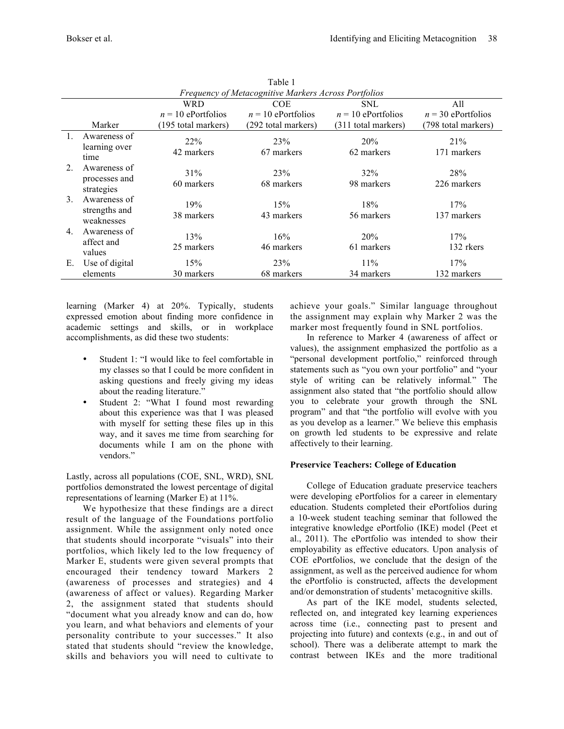Table 1
*Frequency of Metacognitive Markers Across Portfolios*

| Marker | WRD $n$ = 10 ePortfolios (195 total markers) | COE $n$ = 10 ePortfolios (292 total markers) | SNL $n$ = 10 ePortfolios (311 total markers) | All $n$ = 30 ePortfolios (798 total markers) |
|---|---|---|---|---|
| 1. Awareness of learning over time | 22% 42 markers | 23% 67 markers | 20% 62 markers | 21% 171 markers |
| 2. Awareness of processes and strategies | 31% 60 markers | 23% 68 markers | 32% 98 markers | 28% 226 markers |
| 3. Awareness of strengths and weaknesses | 19% 38 markers | 15% 43 markers | 18% 56 markers | 17% 137 markers |
| 4. Awareness of affect and values | 13% 25 markers | 16% 46 markers | 20% 61 markers | 17% 132 rkers |
| E. Use of digital elements | 15% 30 markers | 23% 68 markers | 11% 34 markers | 17% 132 markers |

learning (Marker 4) at 20%. Typically, students expressed emotion about finding more confidence in academic settings and skills, or in workplace accomplishments, as did these two students:

- Student 1: "I would like to feel comfortable in my classes so that I could be more confident in asking questions and freely giving my ideas about the reading literature."
- Student 2: "What I found most rewarding about this experience was that I was pleased with myself for setting these files up in this way, and it saves me time from searching for documents while I am on the phone with vendors."

Lastly, across all populations (COE, SNL, WRD), SNL portfolios demonstrated the lowest percentage of digital representations of learning (Marker E) at 11%.

We hypothesize that these findings are a direct result of the language of the Foundations portfolio assignment. While the assignment only noted once that students should incorporate "visuals" into their portfolios, which likely led to the low frequency of Marker E, students were given several prompts that encouraged their tendency toward Markers 2 (awareness of processes and strategies) and 4 (awareness of affect or values). Regarding Marker 2, the assignment stated that students should "document what you already know and can do, how you learn, and what behaviors and elements of your personality contribute to your successes." It also stated that students should "review the knowledge, skills and behaviors you will need to cultivate to achieve your goals." Similar language throughout the assignment may explain why Marker 2 was the marker most frequently found in SNL portfolios.

In reference to Marker 4 (awareness of affect or values), the assignment emphasized the portfolio as a "personal development portfolio," reinforced through statements such as "you own your portfolio" and "your style of writing can be relatively informal." The assignment also stated that "the portfolio should allow you to celebrate your growth through the SNL program" and that "the portfolio will evolve with you as you develop as a learner." We believe this emphasis on growth led students to be expressive and relate affectively to their learning.

**Preservice Teachers: College of Education**

College of Education graduate preservice teachers were developing ePortfolios for a career in elementary education. Students completed their ePortfolios during a 10-week student teaching seminar that followed the integrative knowledge ePortfolio (IKE) model (Peet et al., 2011). The ePortfolio was intended to show their employability as effective educators. Upon analysis of COE ePortfolios, we conclude that the design of the assignment, as well as the perceived audience for whom the ePortfolio is constructed, affects the development and/or demonstration of students' metacognitive skills.

As part of the IKE model, students selected, reflected on, and integrated key learning experiences across time (i.e., connecting past to present and projecting into future) and contexts (e.g., in and out of school). There was a deliberate attempt to mark the contrast between IKEs and the more traditional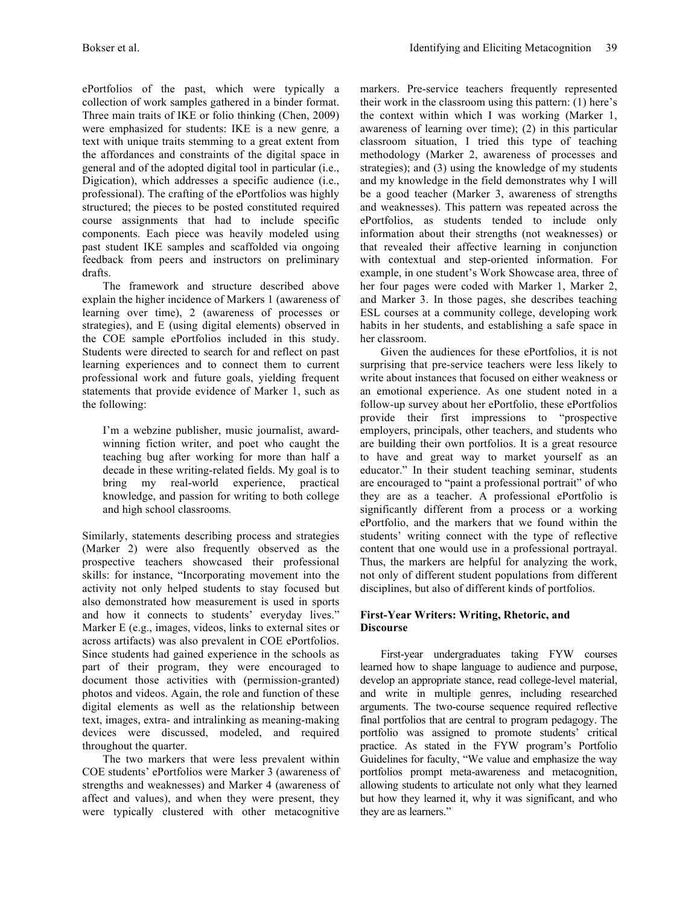ePortfolios of the past, which were typically a collection of work samples gathered in a binder format. Three main traits of IKE or folio thinking (Chen, 2009) were emphasized for students: IKE is a new genre*,* a text with unique traits stemming to a great extent from the affordances and constraints of the digital space in general and of the adopted digital tool in particular (i.e., Digication), which addresses a specific audience (i.e., professional). The crafting of the ePortfolios was highly structured; the pieces to be posted constituted required course assignments that had to include specific components. Each piece was heavily modeled using past student IKE samples and scaffolded via ongoing feedback from peers and instructors on preliminary drafts.

The framework and structure described above explain the higher incidence of Markers 1 (awareness of learning over time), 2 (awareness of processes or strategies), and E (using digital elements) observed in the COE sample ePortfolios included in this study. Students were directed to search for and reflect on past learning experiences and to connect them to current professional work and future goals, yielding frequent statements that provide evidence of Marker 1, such as the following:

> I'm a webzine publisher, music journalist, award-winning fiction writer, and poet who caught the teaching bug after working for more than half a decade in these writing-related fields. My goal is to bring my real-world experience, practical knowledge, and passion for writing to both college and high school classrooms.

Similarly, statements describing process and strategies (Marker 2) were also frequently observed as the prospective teachers showcased their professional skills: for instance, "Incorporating movement into the activity not only helped students to stay focused but also demonstrated how measurement is used in sports and how it connects to students' everyday lives." Marker E (e.g., images, videos, links to external sites or across artifacts) was also prevalent in COE ePortfolios. Since students had gained experience in the schools as part of their program, they were encouraged to document those activities with (permission-granted) photos and videos. Again, the role and function of these digital elements as well as the relationship between text, images, extra- and intralinking as meaning-making devices were discussed, modeled, and required throughout the quarter.

The two markers that were less prevalent within COE students' ePortfolios were Marker 3 (awareness of strengths and weaknesses) and Marker 4 (awareness of affect and values), and when they were present, they were typically clustered with other metacognitive markers. Pre-service teachers frequently represented their work in the classroom using this pattern: (1) here's the context within which I was working (Marker 1, awareness of learning over time); (2) in this particular classroom situation, I tried this type of teaching methodology (Marker 2, awareness of processes and strategies); and (3) using the knowledge of my students and my knowledge in the field demonstrates why I will be a good teacher (Marker 3, awareness of strengths and weaknesses). This pattern was repeated across the ePortfolios, as students tended to include only information about their strengths (not weaknesses) or that revealed their affective learning in conjunction with contextual and step-oriented information. For example, in one student's Work Showcase area, three of her four pages were coded with Marker 1, Marker 2, and Marker 3. In those pages, she describes teaching ESL courses at a community college, developing work habits in her students, and establishing a safe space in her classroom.

Given the audiences for these ePortfolios, it is not surprising that pre-service teachers were less likely to write about instances that focused on either weakness or an emotional experience. As one student noted in a follow-up survey about her ePortfolio, these ePortfolios provide their first impressions to "prospective employers, principals, other teachers, and students who are building their own portfolios. It is a great resource to have and great way to market yourself as an educator." In their student teaching seminar, students are encouraged to "paint a professional portrait" of who they are as a teacher. A professional ePortfolio is significantly different from a process or a working ePortfolio, and the markers that we found within the students' writing connect with the type of reflective content that one would use in a professional portrayal. Thus, the markers are helpful for analyzing the work, not only of different student populations from different disciplines, but also of different kinds of portfolios.

### First-Year Writers: Writing, Rhetoric, and Discourse

First-year undergraduates taking FYW courses learned how to shape language to audience and purpose, develop an appropriate stance, read college-level material, and write in multiple genres, including researched arguments. The two-course sequence required reflective final portfolios that are central to program pedagogy. The portfolio was assigned to promote students' critical practice. As stated in the FYW program's Portfolio Guidelines for faculty, "We value and emphasize the way portfolios prompt meta-awareness and metacognition, allowing students to articulate not only what they learned but how they learned it, why it was significant, and who they are as learners."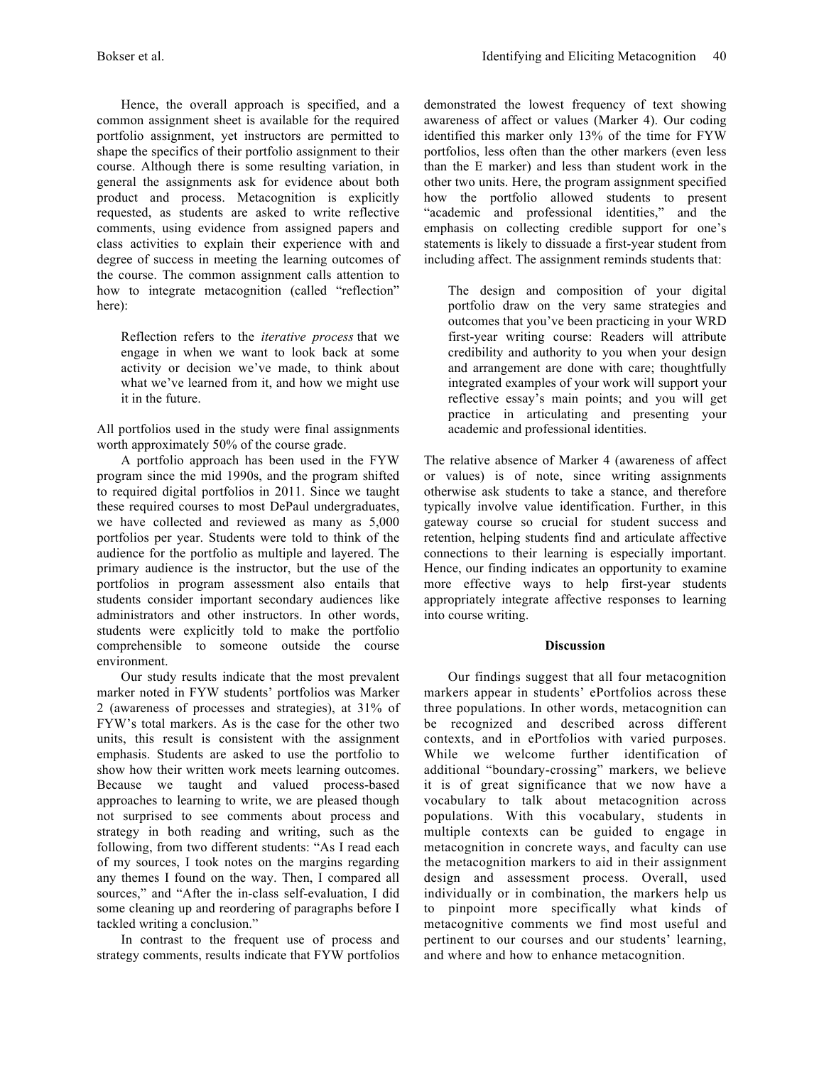Hence, the overall approach is specified, and a common assignment sheet is available for the required portfolio assignment, yet instructors are permitted to shape the specifics of their portfolio assignment to their course. Although there is some resulting variation, in general the assignments ask for evidence about both product and process. Metacognition is explicitly requested, as students are asked to write reflective comments, using evidence from assigned papers and class activities to explain their experience with and degree of success in meeting the learning outcomes of the course. The common assignment calls attention to how to integrate metacognition (called "reflection" here):

> Reflection refers to the *iterative process* that we engage in when we want to look back at some activity or decision we've made, to think about what we've learned from it, and how we might use it in the future.

All portfolios used in the study were final assignments worth approximately 50% of the course grade.

A portfolio approach has been used in the FYW program since the mid 1990s, and the program shifted to required digital portfolios in 2011. Since we taught these required courses to most DePaul undergraduates, we have collected and reviewed as many as 5,000 portfolios per year. Students were told to think of the audience for the portfolio as multiple and layered. The primary audience is the instructor, but the use of the portfolios in program assessment also entails that students consider important secondary audiences like administrators and other instructors. In other words, students were explicitly told to make the portfolio comprehensible to someone outside the course environment.

Our study results indicate that the most prevalent marker noted in FYW students' portfolios was Marker 2 (awareness of processes and strategies), at 31% of FYW's total markers. As is the case for the other two units, this result is consistent with the assignment emphasis. Students are asked to use the portfolio to show how their written work meets learning outcomes. Because we taught and valued process-based approaches to learning to write, we are pleased though not surprised to see comments about process and strategy in both reading and writing, such as the following, from two different students: "As I read each of my sources, I took notes on the margins regarding any themes I found on the way. Then, I compared all sources," and "After the in-class self-evaluation, I did some cleaning up and reordering of paragraphs before I tackled writing a conclusion."

In contrast to the frequent use of process and strategy comments, results indicate that FYW portfolios demonstrated the lowest frequency of text showing awareness of affect or values (Marker 4). Our coding identified this marker only 13% of the time for FYW portfolios, less often than the other markers (even less than the E marker) and less than student work in the other two units. Here, the program assignment specified how the portfolio allowed students to present "academic and professional identities," and the emphasis on collecting credible support for one's statements is likely to dissuade a first-year student from including affect. The assignment reminds students that:

> The design and composition of your digital portfolio draw on the very same strategies and outcomes that you've been practicing in your WRD first-year writing course: Readers will attribute credibility and authority to you when your design and arrangement are done with care; thoughtfully integrated examples of your work will support your reflective essay's main points; and you will get practice in articulating and presenting your academic and professional identities.

The relative absence of Marker 4 (awareness of affect or values) is of note, since writing assignments otherwise ask students to take a stance, and therefore typically involve value identification. Further, in this gateway course so crucial for student success and retention, helping students find and articulate affective connections to their learning is especially important. Hence, our finding indicates an opportunity to examine more effective ways to help first-year students appropriately integrate affective responses to learning into course writing.

## Discussion

Our findings suggest that all four metacognition markers appear in students' ePortfolios across these three populations. In other words, metacognition can be recognized and described across different contexts, and in ePortfolios with varied purposes. While we welcome further identification of additional "boundary-crossing" markers, we believe it is of great significance that we now have a vocabulary to talk about metacognition across populations. With this vocabulary, students in multiple contexts can be guided to engage in metacognition in concrete ways, and faculty can use the metacognition markers to aid in their assignment design and assessment process. Overall, used individually or in combination, the markers help us to pinpoint more specifically what kinds of metacognitive comments we find most useful and pertinent to our courses and our students' learning, and where and how to enhance metacognition.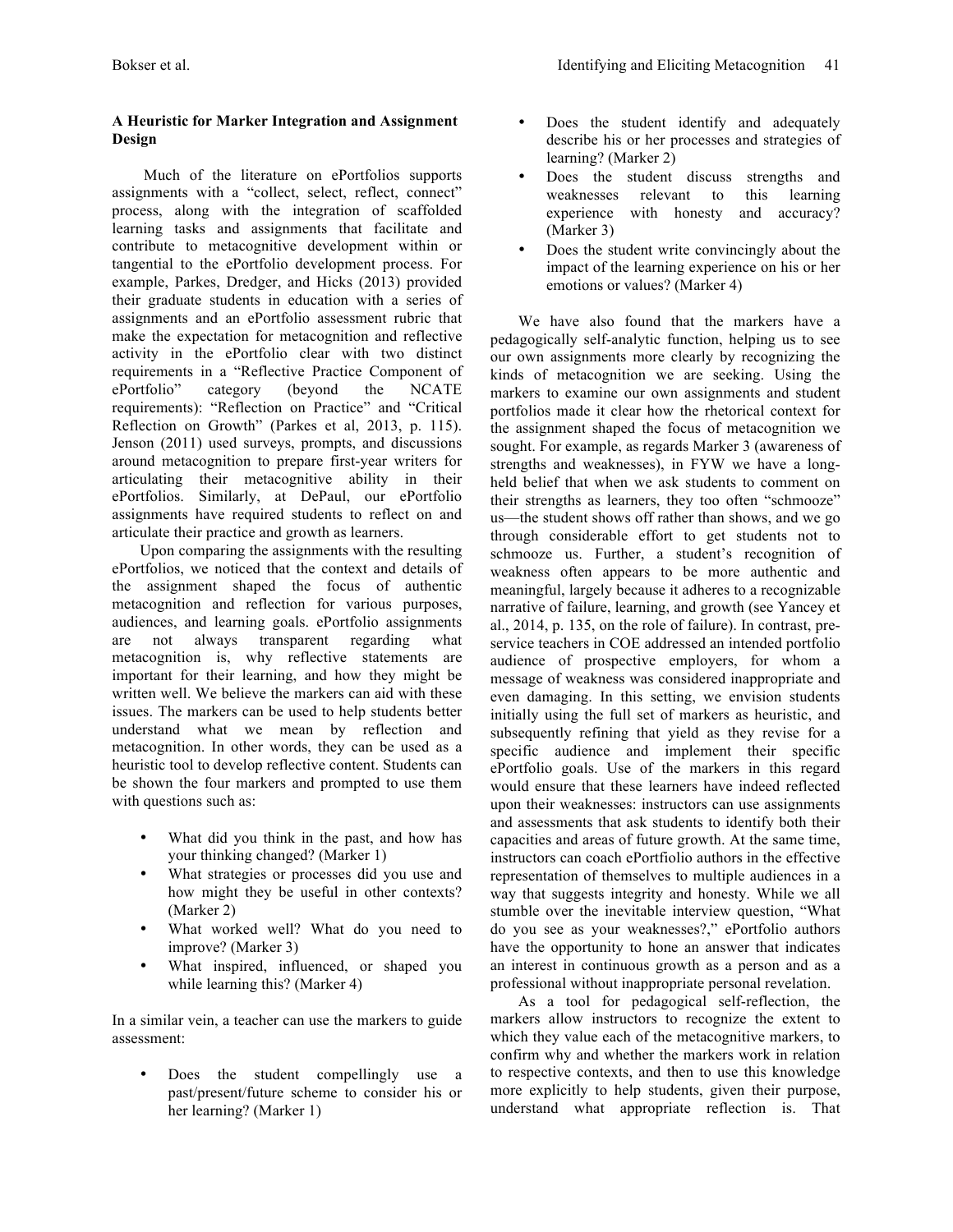### A Heuristic for Marker Integration and Assignment Design

Much of the literature on ePortfolios supports assignments with a "collect, select, reflect, connect" process, along with the integration of scaffolded learning tasks and assignments that facilitate and contribute to metacognitive development within or tangential to the ePortfolio development process. For example, Parkes, Dredger, and Hicks (2013) provided their graduate students in education with a series of assignments and an ePortfolio assessment rubric that make the expectation for metacognition and reflective activity in the ePortfolio clear with two distinct requirements in a "Reflective Practice Component of ePortfolio" category (beyond the NCATE requirements): "Reflection on Practice" and "Critical Reflection on Growth" (Parkes et al, 2013, p. 115). Jenson (2011) used surveys, prompts, and discussions around metacognition to prepare first-year writers for articulating their metacognitive ability in their ePortfolios. Similarly, at DePaul, our ePortfolio assignments have required students to reflect on and articulate their practice and growth as learners.

Upon comparing the assignments with the resulting ePortfolios, we noticed that the context and details of the assignment shaped the focus of authentic metacognition and reflection for various purposes, audiences, and learning goals. ePortfolio assignments are not always transparent regarding what metacognition is, why reflective statements are important for their learning, and how they might be written well. We believe the markers can aid with these issues. The markers can be used to help students better understand what we mean by reflection and metacognition. In other words, they can be used as a heuristic tool to develop reflective content. Students can be shown the four markers and prompted to use them with questions such as:

- What did you think in the past, and how has your thinking changed? (Marker 1)
- What strategies or processes did you use and how might they be useful in other contexts? (Marker 2)
- What worked well? What do you need to improve? (Marker 3)
- What inspired, influenced, or shaped you while learning this? (Marker 4)

In a similar vein, a teacher can use the markers to guide assessment:

- Does the student compellingly use a past/present/future scheme to consider his or her learning? (Marker 1)
- Does the student identify and adequately describe his or her processes and strategies of learning? (Marker 2)
- Does the student discuss strengths and weaknesses relevant to this learning experience with honesty and accuracy? (Marker 3)
- Does the student write convincingly about the impact of the learning experience on his or her emotions or values? (Marker 4)

We have also found that the markers have a pedagogically self-analytic function, helping us to see our own assignments more clearly by recognizing the kinds of metacognition we are seeking. Using the markers to examine our own assignments and student portfolios made it clear how the rhetorical context for the assignment shaped the focus of metacognition we sought. For example, as regards Marker 3 (awareness of strengths and weaknesses), in FYW we have a long-held belief that when we ask students to comment on their strengths as learners, they too often "schmooze" us—the student shows off rather than shows, and we go through considerable effort to get students not to schmooze us. Further, a student's recognition of weakness often appears to be more authentic and meaningful, largely because it adheres to a recognizable narrative of failure, learning, and growth (see Yancey et al., 2014, p. 135, on the role of failure). In contrast, pre-service teachers in COE addressed an intended portfolio audience of prospective employers, for whom a message of weakness was considered inappropriate and even damaging. In this setting, we envision students initially using the full set of markers as heuristic, and subsequently refining that yield as they revise for a specific audience and implement their specific ePortfolio goals. Use of the markers in this regard would ensure that these learners have indeed reflected upon their weaknesses: instructors can use assignments and assessments that ask students to identify both their capacities and areas of future growth. At the same time, instructors can coach ePortfiolio authors in the effective representation of themselves to multiple audiences in a way that suggests integrity and honesty. While we all stumble over the inevitable interview question, "What do you see as your weaknesses?," ePortfolio authors have the opportunity to hone an answer that indicates an interest in continuous growth as a person and as a professional without inappropriate personal revelation.

As a tool for pedagogical self-reflection, the markers allow instructors to recognize the extent to which they value each of the metacognitive markers, to confirm why and whether the markers work in relation to respective contexts, and then to use this knowledge more explicitly to help students, given their purpose, understand what appropriate reflection is. That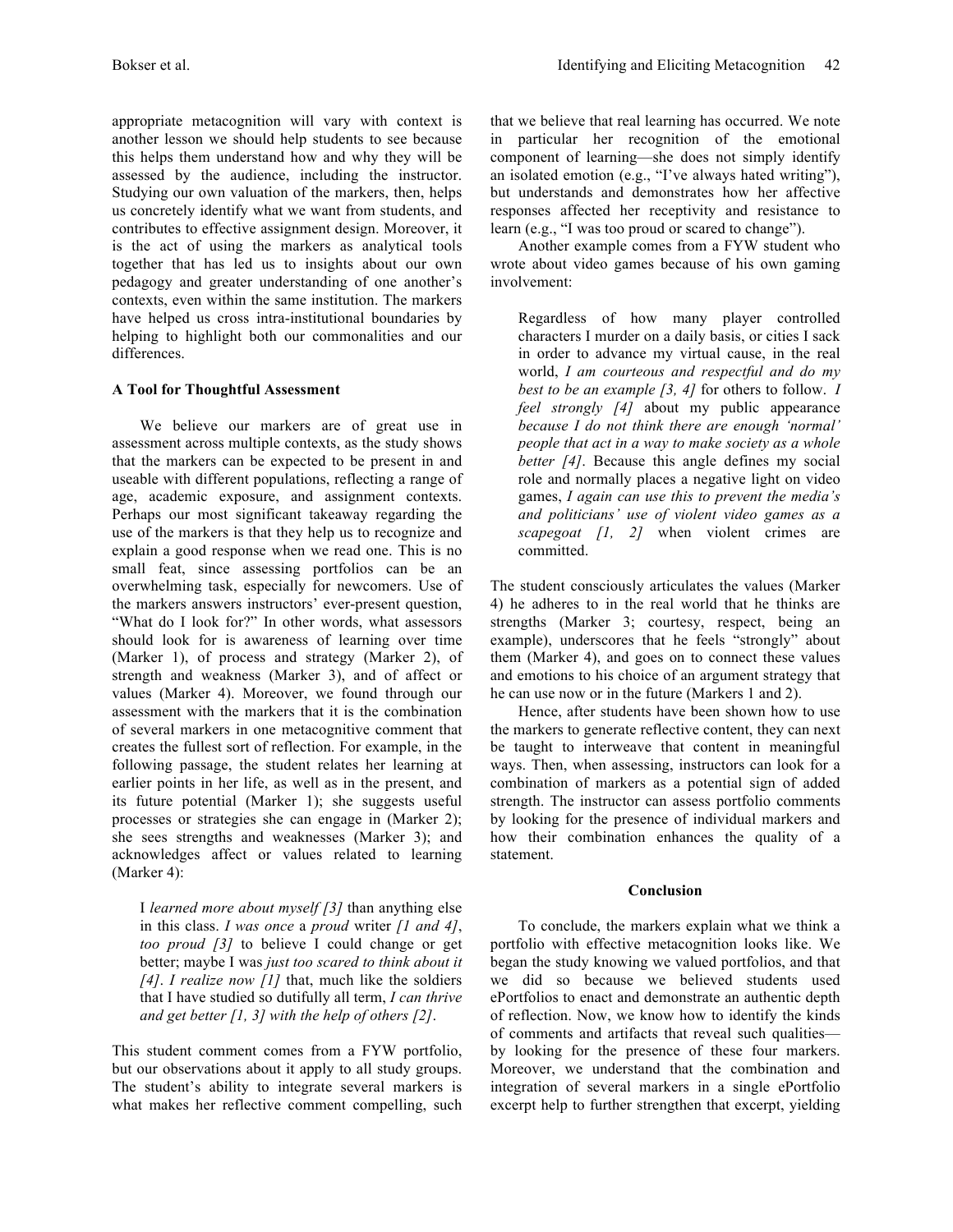appropriate metacognition will vary with context is another lesson we should help students to see because this helps them understand how and why they will be assessed by the audience, including the instructor. Studying our own valuation of the markers, then, helps us concretely identify what we want from students, and contributes to effective assignment design. Moreover, it is the act of using the markers as analytical tools together that has led us to insights about our own pedagogy and greater understanding of one another's contexts, even within the same institution. The markers have helped us cross intra-institutional boundaries by helping to highlight both our commonalities and our differences.

**A Tool for Thoughtful Assessment**

We believe our markers are of great use in assessment across multiple contexts, as the study shows that the markers can be expected to be present in and useable with different populations, reflecting a range of age, academic exposure, and assignment contexts. Perhaps our most significant takeaway regarding the use of the markers is that they help us to recognize and explain a good response when we read one. This is no small feat, since assessing portfolios can be an overwhelming task, especially for newcomers. Use of the markers answers instructors' ever-present question, "What do I look for?" In other words, what assessors should look for is awareness of learning over time (Marker 1), of process and strategy (Marker 2), of strength and weakness (Marker 3), and of affect or values (Marker 4). Moreover, we found through our assessment with the markers that it is the combination of several markers in one metacognitive comment that creates the fullest sort of reflection. For example, in the following passage, the student relates her learning at earlier points in her life, as well as in the present, and its future potential (Marker 1); she suggests useful processes or strategies she can engage in (Marker 2); she sees strengths and weaknesses (Marker 3); and acknowledges affect or values related to learning (Marker 4):

> I *learned more about myself [3]* than anything else in this class. *I was once* a *proud* writer *[1 and 4]*, *too proud [3]* to believe I could change or get better; maybe I was *just too scared to think about it [4]*. *I realize now [1]* that, much like the soldiers that I have studied so dutifully all term, *I can thrive and get better [1, 3] with the help of others [2]*.

This student comment comes from a FYW portfolio, but our observations about it apply to all study groups. The student's ability to integrate several markers is what makes her reflective comment compelling, such that we believe that real learning has occurred. We note in particular her recognition of the emotional component of learning—she does not simply identify an isolated emotion (e.g., "I've always hated writing"), but understands and demonstrates how her affective responses affected her receptivity and resistance to learn (e.g., "I was too proud or scared to change").

Another example comes from a FYW student who wrote about video games because of his own gaming involvement:

> Regardless of how many player controlled characters I murder on a daily basis, or cities I sack in order to advance my virtual cause, in the real world, *I am courteous and respectful and do my best to be an example [3, 4]* for others to follow. *I feel strongly [4]* about my public appearance *because I do not think there are enough 'normal' people that act in a way to make society as a whole better [4]*. Because this angle defines my social role and normally places a negative light on video games, *I again can use this to prevent the media's and politicians' use of violent video games as a scapegoat [1, 2]* when violent crimes are committed.

The student consciously articulates the values (Marker 4) he adheres to in the real world that he thinks are strengths (Marker 3; courtesy, respect, being an example), underscores that he feels "strongly" about them (Marker 4), and goes on to connect these values and emotions to his choice of an argument strategy that he can use now or in the future (Markers 1 and 2).

Hence, after students have been shown how to use the markers to generate reflective content, they can next be taught to interweave that content in meaningful ways. Then, when assessing, instructors can look for a combination of markers as a potential sign of added strength. The instructor can assess portfolio comments by looking for the presence of individual markers and how their combination enhances the quality of a statement.

## Conclusion

To conclude, the markers explain what we think a portfolio with effective metacognition looks like. We began the study knowing we valued portfolios, and that we did so because we believed students used ePortfolios to enact and demonstrate an authentic depth of reflection. Now, we know how to identify the kinds of comments and artifacts that reveal such qualities—by looking for the presence of these four markers. Moreover, we understand that the combination and integration of several markers in a single ePortfolio excerpt help to further strengthen that excerpt, yielding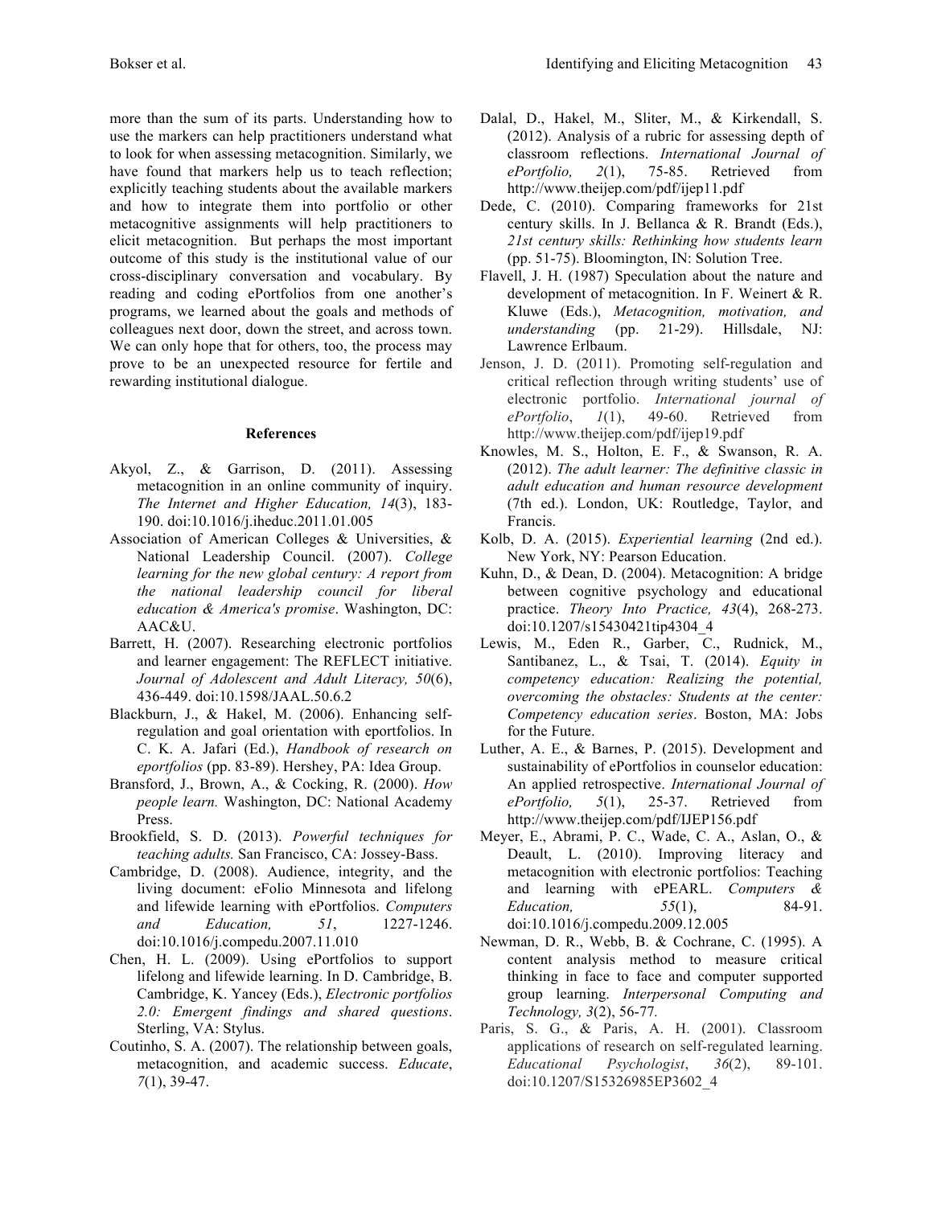more than the sum of its parts. Understanding how to use the markers can help practitioners understand what to look for when assessing metacognition. Similarly, we have found that markers help us to teach reflection; explicitly teaching students about the available markers and how to integrate them into portfolio or other metacognitive assignments will help practitioners to elicit metacognition. But perhaps the most important outcome of this study is the institutional value of our cross-disciplinary conversation and vocabulary. By reading and coding ePortfolios from one another's programs, we learned about the goals and methods of colleagues next door, down the street, and across town. We can only hope that for others, too, the process may prove to be an unexpected resource for fertile and rewarding institutional dialogue.

## References

Akyol, Z., & Garrison, D. (2011). Assessing metacognition in an online community of inquiry. *The Internet and Higher Education, 14*(3), 183-190. doi:10.1016/j.iheduc.2011.01.005

Association of American Colleges & Universities, & National Leadership Council. (2007). *College learning for the new global century: A report from the national leadership council for liberal education & America's promise*. Washington, DC: AAC&U.

Barrett, H. (2007). Researching electronic portfolios and learner engagement: The REFLECT initiative. *Journal of Adolescent and Adult Literacy, 50*(6), 436-449. doi:10.1598/JAAL.50.6.2

Blackburn, J., & Hakel, M. (2006). Enhancing self-regulation and goal orientation with eportfolios. In C. K. A. Jafari (Ed.), *Handbook of research on eportfolios* (pp. 83-89). Hershey, PA: Idea Group.

Bransford, J., Brown, A., & Cocking, R. (2000). *How people learn.* Washington, DC: National Academy Press.

Brookfield, S. D. (2013). *Powerful techniques for teaching adults.* San Francisco, CA: Jossey-Bass.

Cambridge, D. (2008). Audience, integrity, and the living document: eFolio Minnesota and lifelong and lifewide learning with ePortfolios. *Computers and Education, 51*, 1227-1246. doi:10.1016/j.compedu.2007.11.010

Chen, H. L. (2009). Using ePortfolios to support lifelong and lifewide learning. In D. Cambridge, B. Cambridge, K. Yancey (Eds.), *Electronic portfolios 2.0: Emergent findings and shared questions*. Sterling, VA: Stylus.

Coutinho, S. A. (2007). The relationship between goals, metacognition, and academic success. *Educate*, *7*(1), 39-47.

Dalal, D., Hakel, M., Sliter, M., & Kirkendall, S. (2012). Analysis of a rubric for assessing depth of classroom reflections. *International Journal of ePortfolio, 2*(1), 75-85. Retrieved from http://www.theijep.com/pdf/ijep11.pdf

Dede, C. (2010). Comparing frameworks for 21st century skills. In J. Bellanca & R. Brandt (Eds.), *21st century skills: Rethinking how students learn* (pp. 51-75). Bloomington, IN: Solution Tree.

Flavell, J. H. (1987) Speculation about the nature and development of metacognition. In F. Weinert & R. Kluwe (Eds.), *Metacognition, motivation, and understanding* (pp. 21-29). Hillsdale, NJ: Lawrence Erlbaum.

Jenson, J. D. (2011). Promoting self-regulation and critical reflection through writing students' use of electronic portfolio. *International journal of ePortfolio*, *1*(1), 49-60. Retrieved from http://www.theijep.com/pdf/ijep19.pdf

Knowles, M. S., Holton, E. F., & Swanson, R. A. (2012). *The adult learner: The definitive classic in adult education and human resource development* (7th ed.). London, UK: Routledge, Taylor, and Francis.

Kolb, D. A. (2015). *Experiential learning* (2nd ed.). New York, NY: Pearson Education.

Kuhn, D., & Dean, D. (2004). Metacognition: A bridge between cognitive psychology and educational practice. *Theory Into Practice, 43*(4), 268-273. doi:10.1207/s15430421tip4304_4

Lewis, M., Eden R., Garber, C., Rudnick, M., Santibanez, L., & Tsai, T. (2014). *Equity in competency education: Realizing the potential, overcoming the obstacles: Students at the center: Competency education series*. Boston, MA: Jobs for the Future.

Luther, A. E., & Barnes, P. (2015). Development and sustainability of ePortfolios in counselor education: An applied retrospective. *International Journal of ePortfolio, 5*(1), 25-37. Retrieved from http://www.theijep.com/pdf/IJEP156.pdf

Meyer, E., Abrami, P. C., Wade, C. A., Aslan, O., & Deault, L. (2010). Improving literacy and metacognition with electronic portfolios: Teaching and learning with ePEARL. *Computers & Education, 55*(1), 84-91. doi:10.1016/j.compedu.2009.12.005

Newman, D. R., Webb, B. & Cochrane, C. (1995). A content analysis method to measure critical thinking in face to face and computer supported group learning. *Interpersonal Computing and Technology, 3*(2), 56-77.

Paris, S. G., & Paris, A. H. (2001). Classroom applications of research on self-regulated learning. *Educational Psychologist*, *36*(2), 89-101. doi:10.1207/S15326985EP3602_4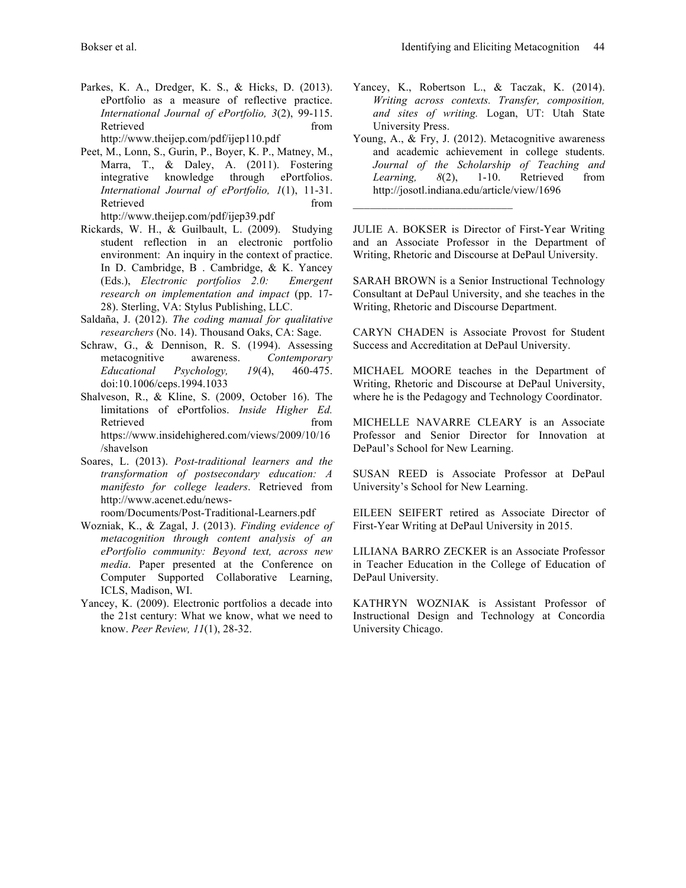Parkes, K. A., Dredger, K. S., & Hicks, D. (2013). ePortfolio as a measure of reflective practice. *International Journal of ePortfolio, 3*(2), 99-115. Retrieved from http://www.theijep.com/pdf/ijep110.pdf

Peet, M., Lonn, S., Gurin, P., Boyer, K. P., Matney, M., Marra, T., & Daley, A. (2011). Fostering integrative knowledge through ePortfolios. *International Journal of ePortfolio, 1*(1), 11-31. Retrieved from http://www.theijep.com/pdf/ijep39.pdf

Rickards, W. H., & Guilbault, L. (2009). Studying student reflection in an electronic portfolio environment: An inquiry in the context of practice. In D. Cambridge, B . Cambridge, & K. Yancey (Eds.), *Electronic portfolios 2.0: Emergent research on implementation and impact* (pp. 17-28). Sterling, VA: Stylus Publishing, LLC.

Saldaña, J. (2012). *The coding manual for qualitative researchers* (No. 14). Thousand Oaks, CA: Sage.

Schraw, G., & Dennison, R. S. (1994). Assessing metacognitive awareness. *Contemporary Educational Psychology, 19*(4), 460-475. doi:10.1006/ceps.1994.1033

Shalveson, R., & Kline, S. (2009, October 16). The limitations of ePortfolios. *Inside Higher Ed.* Retrieved from https://www.insidehighered.com/views/2009/10/16/shavelson

Soares, L. (2013). *Post-traditional learners and the transformation of postsecondary education: A manifesto for college leaders*. Retrieved from http://www.acenet.edu/news-room/Documents/Post-Traditional-Learners.pdf

Wozniak, K., & Zagal, J. (2013). *Finding evidence of metacognition through content analysis of an ePortfolio community: Beyond text, across new media*. Paper presented at the Conference on Computer Supported Collaborative Learning, ICLS, Madison, WI.

Yancey, K. (2009). Electronic portfolios a decade into the 21st century: What we know, what we need to know. *Peer Review, 11*(1), 28-32.

Yancey, K., Robertson L., & Taczak, K. (2014). *Writing across contexts. Transfer, composition, and sites of writing.* Logan, UT: Utah State University Press.

Young, A., & Fry, J. (2012). Metacognitive awareness and academic achievement in college students. *Journal of the Scholarship of Teaching and Learning, 8*(2), 1-10. Retrieved from http://josotl.indiana.edu/article/view/1696

---

JULIE A. BOKSER is Director of First-Year Writing and an Associate Professor in the Department of Writing, Rhetoric and Discourse at DePaul University.

SARAH BROWN is a Senior Instructional Technology Consultant at DePaul University, and she teaches in the Writing, Rhetoric and Discourse Department.

CARYN CHADEN is Associate Provost for Student Success and Accreditation at DePaul University.

MICHAEL MOORE teaches in the Department of Writing, Rhetoric and Discourse at DePaul University, where he is the Pedagogy and Technology Coordinator.

MICHELLE NAVARRE CLEARY is an Associate Professor and Senior Director for Innovation at DePaul's School for New Learning.

SUSAN REED is Associate Professor at DePaul University's School for New Learning.

EILEEN SEIFERT retired as Associate Director of First-Year Writing at DePaul University in 2015.

LILIANA BARRO ZECKER is an Associate Professor in Teacher Education in the College of Education of DePaul University.

KATHRYN WOZNIAK is Assistant Professor of Instructional Design and Technology at Concordia University Chicago.